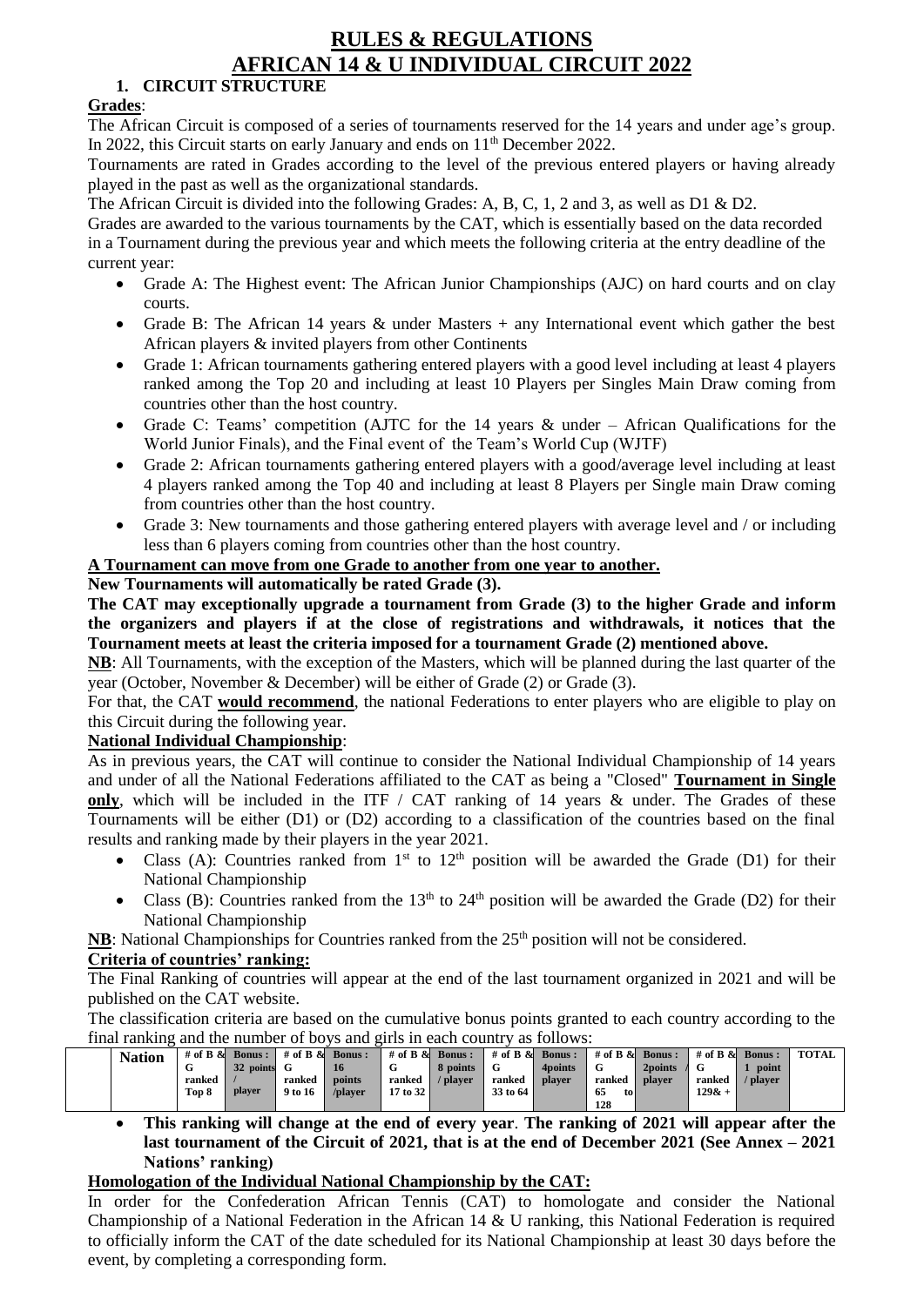# RULES & REGULATIONS

# AFRICAN 14 & U INDIVIDUAL CIRCUIT 2022

## 1. CIRCUIT STRUCTURE

**Grades**:

The African Circuit is composed of a series of tournaments reserved for the 14 years and under age's group. In 2022, this Circuit starts on early January and ends on 11th December 2022.

Tournaments are rated in Grades according to the level of the previous entered players or having already played in the past as well as the organizational standards.

The African Circuit is divided into the following Grades: A, B, C, 1, 2 and 3, as well as D1 & D2.

Grades are awarded to the various tournaments by the CAT, which is essentially based on the data recorded in a Tournament during the previous year and which meets the following criteria at the entry deadline of the current year:

- Grade A: The Highest event: The African Junior Championships (AJC) on hard courts and on clay courts.
- Grade B: The African 14 years & under Masters + any International event which gather the best African players & invited players from other Continents
- Grade 1: African tournaments gathering entered players with a good level including at least 4 players ranked among the Top 20 and including at least 10 Players per Singles Main Draw coming from countries other than the host country.
- Grade C: Teams' competition (AJTC for the 14 years & under – African Qualifications for the World Junior Finals), and the Final event of the Team's World Cup (WJTF)
- Grade 2: African tournaments gathering entered players with a good/average level including at least 4 players ranked among the Top 40 and including at least 8 Players per Single main Draw coming from countries other than the host country.
- Grade 3: New tournaments and those gathering entered players with average level and / or including less than 6 players coming from countries other than the host country.

**A Tournament can move from one Grade to another from one year to another.**

**New Tournaments will automatically be rated Grade (3).**

**The CAT may exceptionally upgrade a tournament from Grade (3) to the higher Grade and inform the organizers and players if at the close of registrations and withdrawals, it notices that the Tournament meets at least the criteria imposed for a tournament Grade (2) mentioned above.**

**NB**: All Tournaments, with the exception of the Masters, which will be planned during the last quarter of the year (October, November & December) will be either of Grade (2) or Grade (3).

For that, the CAT **would recommend**, the national Federations to enter players who are eligible to play on this Circuit during the following year.

**National Individual Championship**:

As in previous years, the CAT will continue to consider the National Individual Championship of 14 years and under of all the National Federations affiliated to the CAT as being a "Closed" **Tournament in Single only**, which will be included in the ITF / CAT ranking of 14 years & under. The Grades of these Tournaments will be either (D1) or (D2) according to a classification of the countries based on the final results and ranking made by their players in the year 2021.

- Class (A): Countries ranked from 1st to 12th position will be awarded the Grade (D1) for their National Championship
- Class (B): Countries ranked from the 13th to 24th position will be awarded the Grade (D2) for their National Championship

**NB**: National Championships for Countries ranked from the 25th position will not be considered.

**Criteria of countries' ranking:**

The Final Ranking of countries will appear at the end of the last tournament organized in 2021 and will be published on the CAT website.

The classification criteria are based on the cumulative bonus points granted to each country according to the final ranking and the number of boys and girls in each country as follows:

| Nation | # of B & G ranked Top 8 | Bonus : 32 points / player | # of B & G ranked 9 to 16 | Bonus : 16 points /player | # of B & G ranked 17 to 32 | Bonus : 8 points / player | # of B & G ranked 33 to 64 | Bonus : 4points player | # of B & G ranked 65 to 128 | Bonus : 2points / player | # of B & G ranked 129& + | Bonus : 1 point / player | TOTAL |
|---|---|---|---|---|---|---|---|---|---|---|---|---|---|

- **This ranking will change at the end of every year**. **The ranking of 2021 will appear after the last tournament of the Circuit of 2021, that is at the end of December 2021 (See Annex – 2021 Nations' ranking)**

**Homologation of the Individual National Championship by the CAT:**

In order for the Confederation African Tennis (CAT) to homologate and consider the National Championship of a National Federation in the African 14 & U ranking, this National Federation is required to officially inform the CAT of the date scheduled for its National Championship at least 30 days before the event, by completing a corresponding form.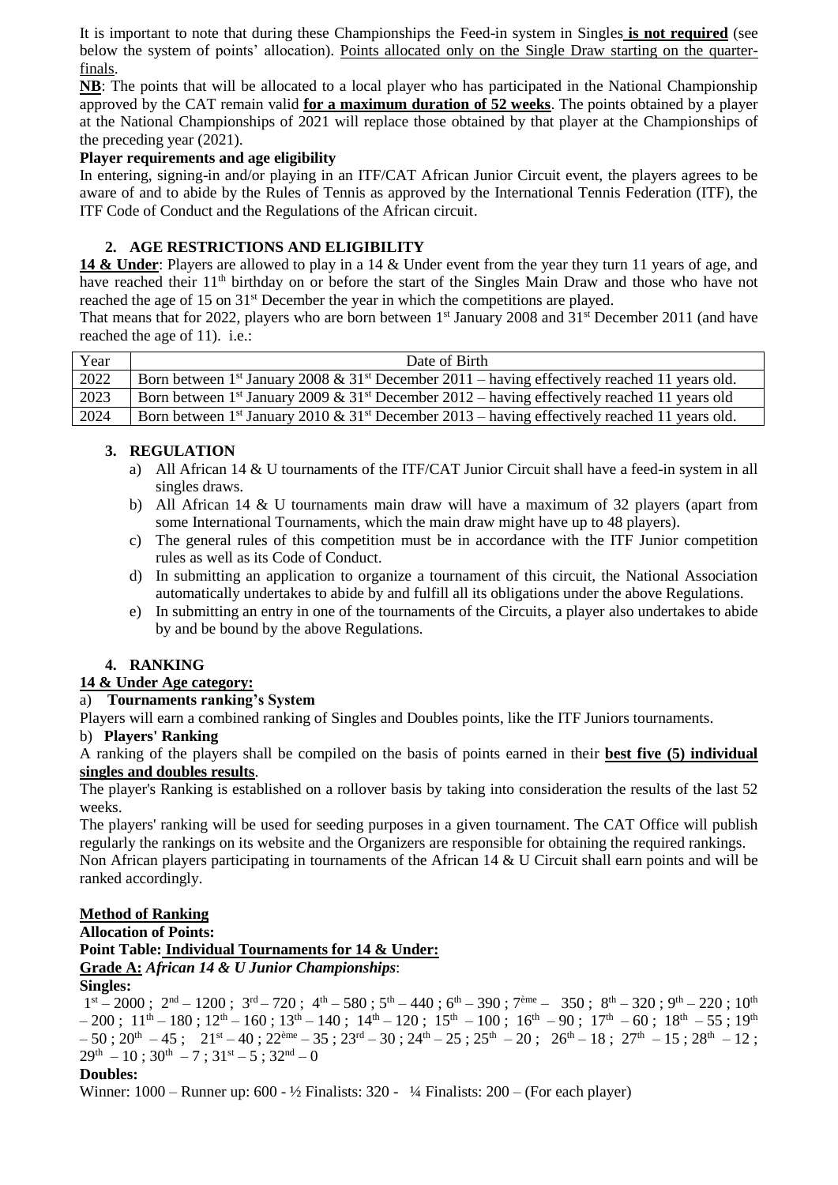It is important to note that during these Championships the Feed-in system in Singles **is not required** (see below the system of points' allocation). Points allocated only on the Single Draw starting on the quarter-finals.

**NB**: The points that will be allocated to a local player who has participated in the National Championship approved by the CAT remain valid **for a maximum duration of 52 weeks**. The points obtained by a player at the National Championships of 2021 will replace those obtained by that player at the Championships of the preceding year (2021).

**Player requirements and age eligibility**

In entering, signing-in and/or playing in an ITF/CAT African Junior Circuit event, the players agrees to be aware of and to abide by the Rules of Tennis as approved by the International Tennis Federation (ITF), the ITF Code of Conduct and the Regulations of the African circuit.

## 2. AGE RESTRICTIONS AND ELIGIBILITY

**14 & Under**: Players are allowed to play in a 14 & Under event from the year they turn 11 years of age, and have reached their 11th birthday on or before the start of the Singles Main Draw and those who have not reached the age of 15 on 31st December the year in which the competitions are played.

That means that for 2022, players who are born between 1st January 2008 and 31st December 2011 (and have reached the age of 11). i.e.:

| Year | Date of Birth |
|---|---|
| 2022 | Born between 1st January 2008 & 31st December 2011 – having effectively reached 11 years old. |
| 2023 | Born between 1st January 2009 & 31st December 2012 – having effectively reached 11 years old |
| 2024 | Born between 1st January 2010 & 31st December 2013 – having effectively reached 11 years old. |

## 3. REGULATION

a) All African 14 & U tournaments of the ITF/CAT Junior Circuit shall have a feed-in system in all singles draws.

b) All African 14 & U tournaments main draw will have a maximum of 32 players (apart from some International Tournaments, which the main draw might have up to 48 players).

c) The general rules of this competition must be in accordance with the ITF Junior competition rules as well as its Code of Conduct.

d) In submitting an application to organize a tournament of this circuit, the National Association automatically undertakes to abide by and fulfill all its obligations under the above Regulations.

e) In submitting an entry in one of the tournaments of the Circuits, a player also undertakes to abide by and be bound by the above Regulations.

## 4. RANKING

**14 & Under Age category:**

a) **Tournaments ranking's System**

Players will earn a combined ranking of Singles and Doubles points, like the ITF Juniors tournaments.

b) **Players' Ranking**

A ranking of the players shall be compiled on the basis of points earned in their **best five (5) individual singles and doubles results**.

The player's Ranking is established on a rollover basis by taking into consideration the results of the last 52 weeks.

The players' ranking will be used for seeding purposes in a given tournament. The CAT Office will publish regularly the rankings on its website and the Organizers are responsible for obtaining the required rankings.

Non African players participating in tournaments of the African 14 & U Circuit shall earn points and will be ranked accordingly.

**Method of Ranking**

**Allocation of Points:**

**Point Table: Individual Tournaments for 14 & Under:**

**Grade A:** ***African 14 & U Junior Championships*:**

**Singles:**

1st – 2000 ; 2nd – 1200 ; 3rd – 720 ; 4th – 580 ; 5th – 440 ; 6th – 390 ; 7ème – 350 ; 8th – 320 ; 9th – 220 ; 10th – 200 ; 11th – 180 ; 12th – 160 ; 13th – 140 ; 14th – 120 ; 15th – 100 ; 16th – 90 ; 17th – 60 ; 18th – 55 ; 19th – 50 ; 20th – 45 ; 21st – 40 ; 22ème – 35 ; 23rd – 30 ; 24th – 25 ; 25th – 20 ; 26th – 18 ; 27th – 15 ; 28th – 12 ; 29th – 10 ; 30th – 7 ; 31st – 5 ; 32nd – 0

**Doubles:**

Winner: 1000 – Runner up: 600 - ½ Finalists: 320 - ¼ Finalists: 200 – (For each player)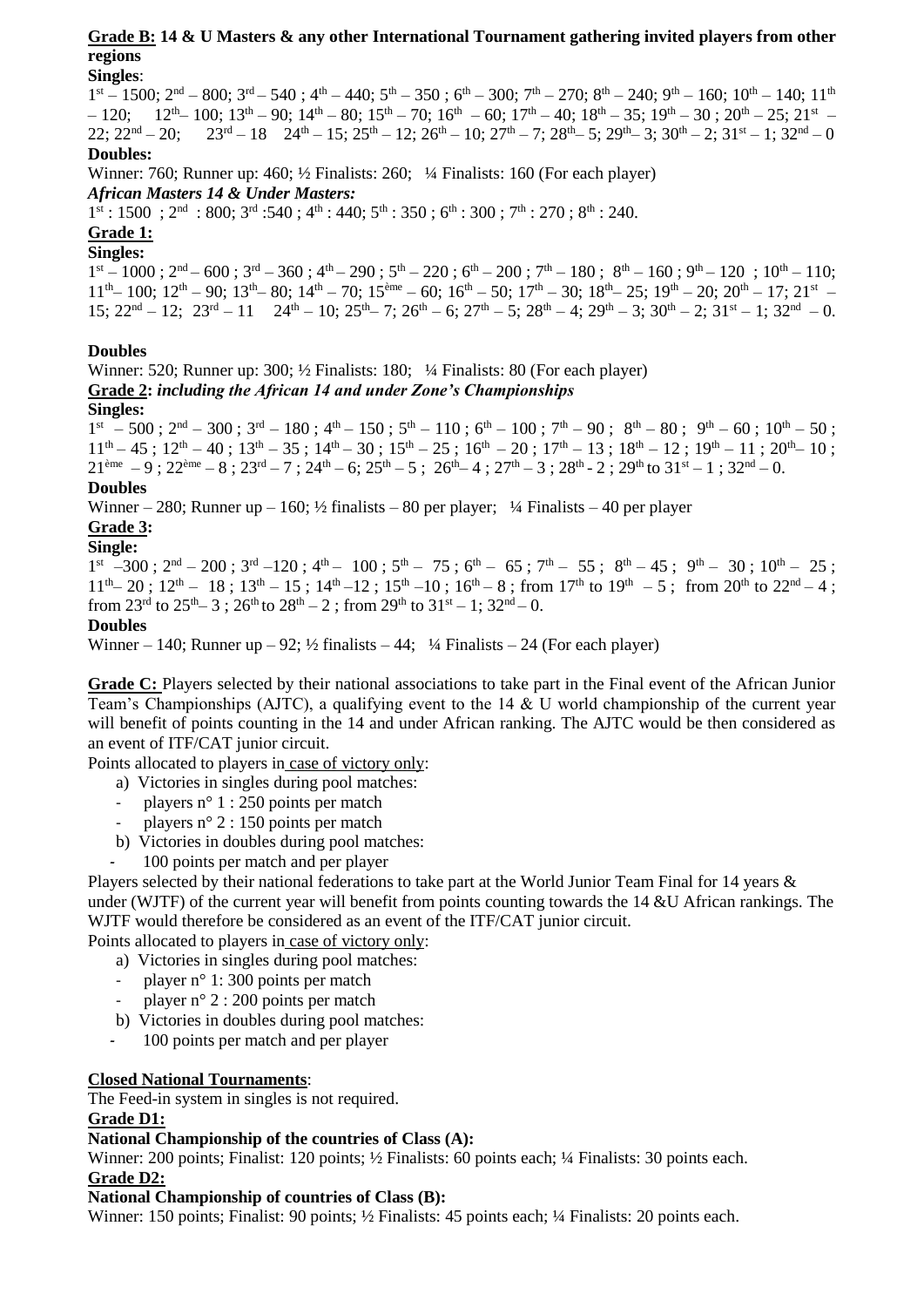**Grade B: 14 & U Masters & any other International Tournament gathering invited players from other regions**

**Singles**:

1st – 1500; 2nd – 800; 3rd – 540 ; 4th – 440; 5th – 350 ; 6th – 300; 7th – 270; 8th – 240; 9th – 160; 10th – 140; 11th – 120; 12th– 100; 13th – 90; 14th – 80; 15th – 70; 16th – 60; 17th – 40; 18th – 35; 19th – 30 ; 20th – 25; 21st – 22; 22nd – 20; 23rd – 18 24th – 15; 25th – 12; 26th – 10; 27th – 7; 28th– 5; 29th– 3; 30th – 2; 31st – 1; 32nd – 0

**Doubles:**

Winner: 760; Runner up: 460; ½ Finalists: 260; ¼ Finalists: 160 (For each player)

***African Masters 14 & Under Masters:***

1st : 1500 ; 2nd : 800; 3rd :540 ; 4th : 440; 5th : 350 ; 6th : 300 ; 7th : 270 ; 8th : 240.

**Grade 1:**

**Singles:**

1st – 1000 ; 2nd – 600 ; 3rd – 360 ; 4th – 290 ; 5th – 220 ; 6th – 200 ; 7th – 180 ; 8th – 160 ; 9th – 120 ; 10th – 110; 11th– 100; 12th – 90; 13th– 80; 14th – 70; 15ème – 60; 16th – 50; 17th – 30; 18th– 25; 19th – 20; 20th – 17; 21st – 15; 22nd – 12; 23rd – 11 24th – 10; 25th– 7; 26th – 6; 27th – 5; 28th – 4; 29th – 3; 30th – 2; 31st – 1; 32nd – 0.

**Doubles**

Winner: 520; Runner up: 300; ½ Finalists: 180; ¼ Finalists: 80 (For each player)

**Grade 2:** ***including the African 14 and under Zone's Championships***

**Singles:**

1st – 500 ; 2nd – 300 ; 3rd – 180 ; 4th – 150 ; 5th – 110 ; 6th – 100 ; 7th – 90 ; 8th – 80 ; 9th – 60 ; 10th – 50 ; 11th – 45 ; 12th – 40 ; 13th – 35 ; 14th – 30 ; 15th – 25 ; 16th – 20 ; 17th – 13 ; 18th – 12 ; 19th – 11 ; 20th– 10 ; 21ème – 9 ; 22ème – 8 ; 23rd – 7 ; 24th – 6; 25th – 5 ; 26th– 4 ; 27th – 3 ; 28th - 2 ; 29th to 31st – 1 ; 32nd – 0.

**Doubles**

Winner – 280; Runner up – 160; ½ finalists – 80 per player; ¼ Finalists – 40 per player

**Grade 3:**

**Single:**

1st –300 ; 2nd – 200 ; 3rd –120 ; 4th – 100 ; 5th – 75 ; 6th – 65 ; 7th – 55 ; 8th – 45 ; 9th – 30 ; 10th – 25 ; 11th– 20 ; 12th – 18 ; 13th – 15 ; 14th –12 ; 15th –10 ; 16th – 8 ; from 17th to 19th – 5 ; from 20th to 22nd – 4 ; from 23rd to 25th– 3 ; 26th to 28th – 2 ; from 29th to 31st – 1; 32nd – 0.

**Doubles**

Winner – 140; Runner up – 92; ½ finalists – 44; ¼ Finalists – 24 (For each player)

**Grade C:** Players selected by their national associations to take part in the Final event of the African Junior Team's Championships (AJTC), a qualifying event to the 14 & U world championship of the current year will benefit of points counting in the 14 and under African ranking. The AJTC would be then considered as an event of ITF/CAT junior circuit.

Points allocated to players in case of victory only:

a) Victories in singles during pool matches:
   - players n° 1 : 250 points per match
   - players n° 2 : 150 points per match
b) Victories in doubles during pool matches:
   - 100 points per match and per player

Players selected by their national federations to take part at the World Junior Team Final for 14 years & under (WJTF) of the current year will benefit from points counting towards the 14 &U African rankings. The WJTF would therefore be considered as an event of the ITF/CAT junior circuit.

Points allocated to players in case of victory only:

a) Victories in singles during pool matches:
   - player n° 1: 300 points per match
   - player n° 2 : 200 points per match
b) Victories in doubles during pool matches:
   - 100 points per match and per player

**Closed National Tournaments**:

The Feed-in system in singles is not required.

**Grade D1:**

**National Championship of the countries of Class (A):**

Winner: 200 points; Finalist: 120 points; ½ Finalists: 60 points each; ¼ Finalists: 30 points each.

**Grade D2:**

**National Championship of countries of Class (B):**

Winner: 150 points; Finalist: 90 points; ½ Finalists: 45 points each; ¼ Finalists: 20 points each.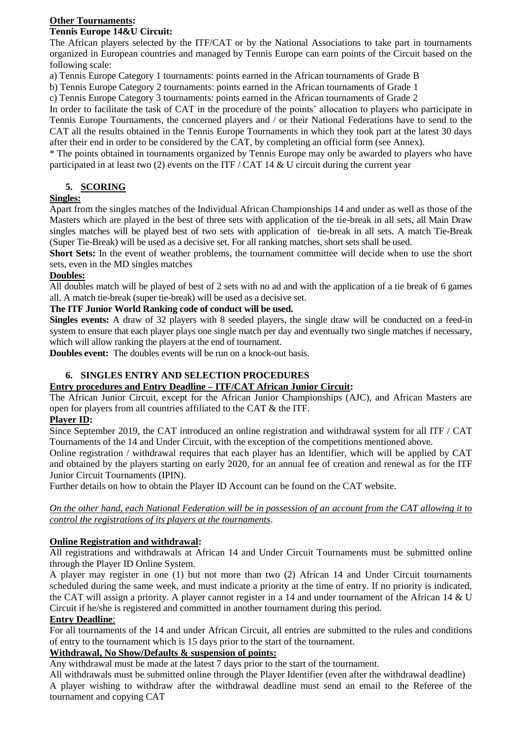**Other Tournaments:**

**Tennis Europe 14&U Circuit:**

The African players selected by the ITF/CAT or by the National Associations to take part in tournaments organized in European countries and managed by Tennis Europe can earn points of the Circuit based on the following scale:

a) Tennis Europe Category 1 tournaments: points earned in the African tournaments of Grade B

b) Tennis Europe Category 2 tournaments: points earned in the African tournaments of Grade 1

c) Tennis Europe Category 3 tournaments: points earned in the African tournaments of Grade 2

In order to facilitate the task of CAT in the procedure of the points' allocation to players who participate in Tennis Europe Tournaments, the concerned players and / or their National Federations have to send to the CAT all the results obtained in the Tennis Europe Tournaments in which they took part at the latest 30 days after their end in order to be considered by the CAT, by completing an official form (see Annex).

* The points obtained in tournaments organized by Tennis Europe may only be awarded to players who have participated in at least two (2) events on the ITF / CAT 14 & U circuit during the current year

## 5. SCORING

**Singles:**

Apart from the singles matches of the Individual African Championships 14 and under as well as those of the Masters which are played in the best of three sets with application of the tie-break in all sets, all Main Draw singles matches will be played best of two sets with application of tie-break in all sets. A match Tie-Break (Super Tie-Break) will be used as a decisive set. For all ranking matches, short sets shall be used.

**Short Sets:** In the event of weather problems, the tournament committee will decide when to use the short sets, even in the MD singles matches

**Doubles:**

All doubles match will be played of best of 2 sets with no ad and with the application of a tie break of 6 games all. A match tie-break (super tie-break) will be used as a decisive set.

**The ITF Junior World Ranking code of conduct will be used.**

**Singles events:** A draw of 32 players with 8 seeded players, the single draw will be conducted on a feed-in system to ensure that each player plays one single match per day and eventually two single matches if necessary, which will allow ranking the players at the end of tournament.

**Doubles event:** The doubles events will be run on a knock-out basis.

## 6. SINGLES ENTRY AND SELECTION PROCEDURES

**Entry procedures and Entry Deadline – ITF/CAT African Junior Circuit:**

The African Junior Circuit, except for the African Junior Championships (AJC), and African Masters are open for players from all countries affiliated to the CAT & the ITF.

**Player ID:**

Since September 2019, the CAT introduced an online registration and withdrawal system for all ITF / CAT Tournaments of the 14 and Under Circuit, with the exception of the competitions mentioned above.

Online registration / withdrawal requires that each player has an Identifier, which will be applied by CAT and obtained by the players starting on early 2020, for an annual fee of creation and renewal as for the ITF Junior Circuit Tournaments (IPIN).

Further details on how to obtain the Player ID Account can be found on the CAT website.

*On the other hand, each National Federation will be in possession of an account from the CAT allowing it to control the registrations of its players at the tournaments*.

**Online Registration and withdrawal:**

All registrations and withdrawals at African 14 and Under Circuit Tournaments must be submitted online through the Player ID Online System.

A player may register in one (1) but not more than two (2) African 14 and Under Circuit tournaments scheduled during the same week, and must indicate a priority at the time of entry. If no priority is indicated, the CAT will assign a priority. A player cannot register in a 14 and under tournament of the African 14 & U Circuit if he/she is registered and committed in another tournament during this period.

**Entry Deadline**:

For all tournaments of the 14 and under African Circuit, all entries are submitted to the rules and conditions of entry to the tournament which is 15 days prior to the start of the tournament.

**Withdrawal, No Show/Defaults & suspension of points:**

Any withdrawal must be made at the latest 7 days prior to the start of the tournament.

All withdrawals must be submitted online through the Player Identifier (even after the withdrawal deadline)

A player wishing to withdraw after the withdrawal deadline must send an email to the Referee of the tournament and copying CAT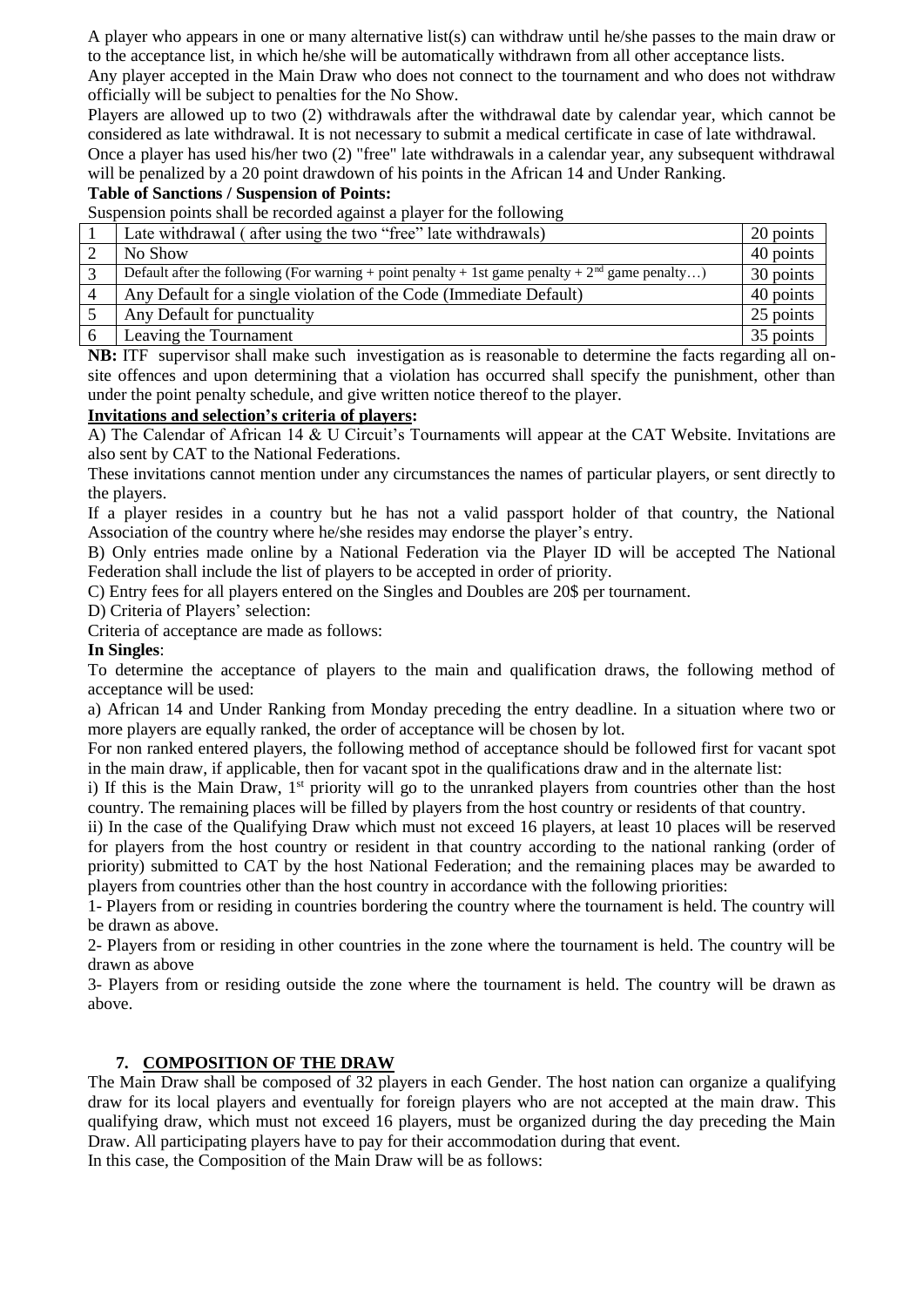A player who appears in one or many alternative list(s) can withdraw until he/she passes to the main draw or to the acceptance list, in which he/she will be automatically withdrawn from all other acceptance lists.

Any player accepted in the Main Draw who does not connect to the tournament and who does not withdraw officially will be subject to penalties for the No Show.

Players are allowed up to two (2) withdrawals after the withdrawal date by calendar year, which cannot be considered as late withdrawal. It is not necessary to submit a medical certificate in case of late withdrawal.

Once a player has used his/her two (2) "free" late withdrawals in a calendar year, any subsequent withdrawal will be penalized by a 20 point drawdown of his points in the African 14 and Under Ranking.

**Table of Sanctions / Suspension of Points:**

Suspension points shall be recorded against a player for the following

| | | |
|---|---|---|
| 1 | Late withdrawal ( after using the two "free" late withdrawals) | 20 points |
| 2 | No Show | 40 points |
| 3 | Default after the following (For warning + point penalty + 1st game penalty + 2nd game penalty…) | 30 points |
| 4 | Any Default for a single violation of the Code (Immediate Default) | 40 points |
| 5 | Any Default for punctuality | 25 points |
| 6 | Leaving the Tournament | 35 points |

**NB:** ITF supervisor shall make such investigation as is reasonable to determine the facts regarding all on-site offences and upon determining that a violation has occurred shall specify the punishment, other than under the point penalty schedule, and give written notice thereof to the player.

**Invitations and selection's criteria of players:**

A) The Calendar of African 14 & U Circuit's Tournaments will appear at the CAT Website. Invitations are also sent by CAT to the National Federations.

These invitations cannot mention under any circumstances the names of particular players, or sent directly to the players.

If a player resides in a country but he has not a valid passport holder of that country, the National Association of the country where he/she resides may endorse the player's entry.

B) Only entries made online by a National Federation via the Player ID will be accepted The National Federation shall include the list of players to be accepted in order of priority.

C) Entry fees for all players entered on the Singles and Doubles are 20$ per tournament.

D) Criteria of Players' selection:

Criteria of acceptance are made as follows:

**In Singles**:

To determine the acceptance of players to the main and qualification draws, the following method of acceptance will be used:

a) African 14 and Under Ranking from Monday preceding the entry deadline. In a situation where two or more players are equally ranked, the order of acceptance will be chosen by lot.

For non ranked entered players, the following method of acceptance should be followed first for vacant spot in the main draw, if applicable, then for vacant spot in the qualifications draw and in the alternate list:

i) If this is the Main Draw, 1st priority will go to the unranked players from countries other than the host country. The remaining places will be filled by players from the host country or residents of that country.

ii) In the case of the Qualifying Draw which must not exceed 16 players, at least 10 places will be reserved for players from the host country or resident in that country according to the national ranking (order of priority) submitted to CAT by the host National Federation; and the remaining places may be awarded to players from countries other than the host country in accordance with the following priorities:

1- Players from or residing in countries bordering the country where the tournament is held. The country will be drawn as above.

2- Players from or residing in other countries in the zone where the tournament is held. The country will be drawn as above

3- Players from or residing outside the zone where the tournament is held. The country will be drawn as above.

## 7. COMPOSITION OF THE DRAW

The Main Draw shall be composed of 32 players in each Gender. The host nation can organize a qualifying draw for its local players and eventually for foreign players who are not accepted at the main draw. This qualifying draw, which must not exceed 16 players, must be organized during the day preceding the Main Draw. All participating players have to pay for their accommodation during that event.

In this case, the Composition of the Main Draw will be as follows: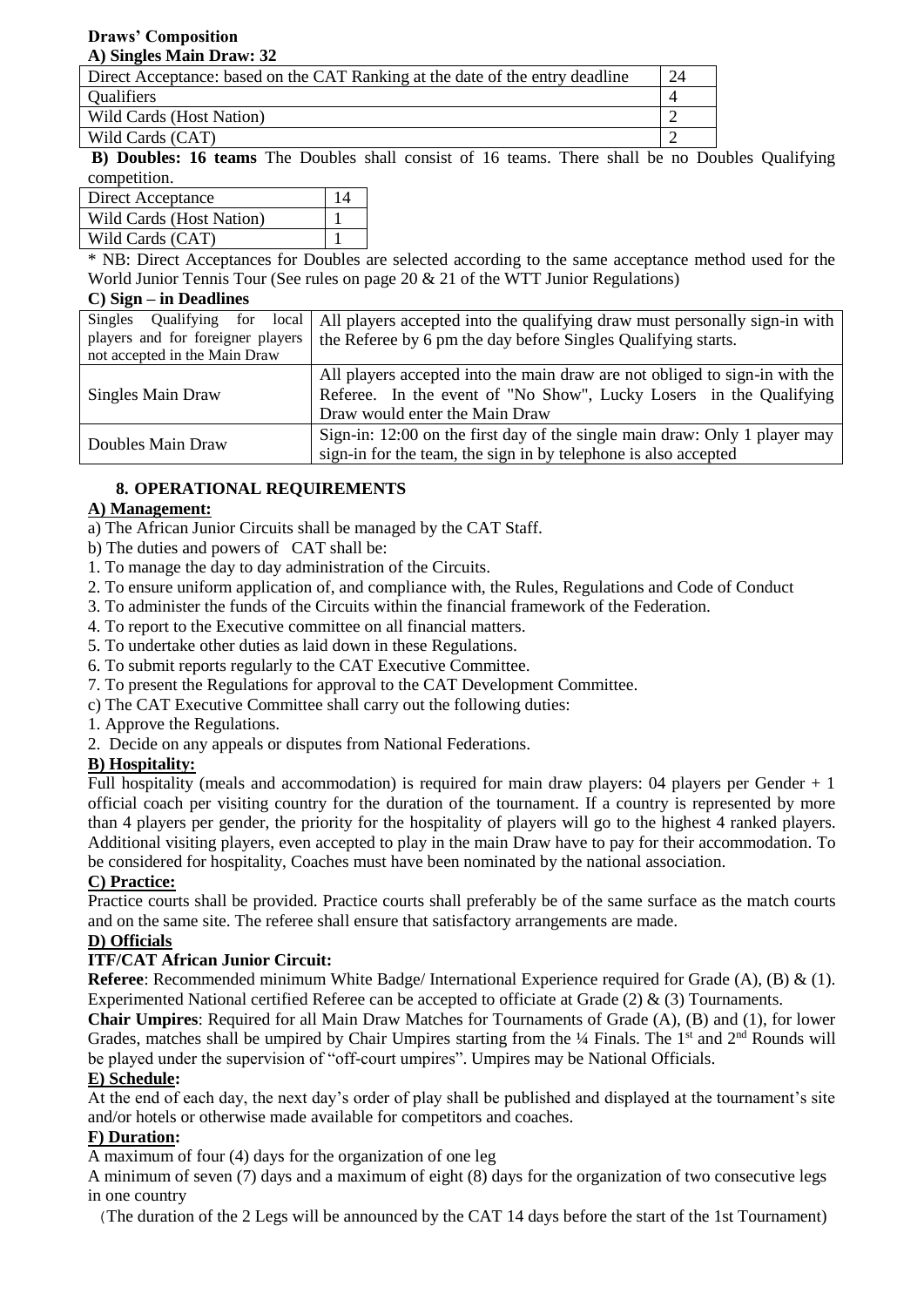**Draws' Composition**

**A) Singles Main Draw: 32**

| | |
|---|---|
| Direct Acceptance: based on the CAT Ranking at the date of the entry deadline | 24 |
| Qualifiers | 4 |
| Wild Cards (Host Nation) | 2 |
| Wild Cards (CAT) | 2 |

**B) Doubles: 16 teams** The Doubles shall consist of 16 teams. There shall be no Doubles Qualifying competition.

| | |
|---|---|
| Direct Acceptance | 14 |
| Wild Cards (Host Nation) | 1 |
| Wild Cards (CAT) | 1 |

* NB: Direct Acceptances for Doubles are selected according to the same acceptance method used for the World Junior Tennis Tour (See rules on page 20 & 21 of the WTT Junior Regulations)

**C) Sign – in Deadlines**

| | |
|---|---|
| Singles Qualifying for local players and for foreigner players not accepted in the Main Draw | All players accepted into the qualifying draw must personally sign-in with the Referee by 6 pm the day before Singles Qualifying starts. |
| Singles Main Draw | All players accepted into the main draw are not obliged to sign-in with the Referee. In the event of "No Show", Lucky Losers in the Qualifying Draw would enter the Main Draw |
| Doubles Main Draw | Sign-in: 12:00 on the first day of the single main draw: Only 1 player may sign-in for the team, the sign in by telephone is also accepted |

## 8. OPERATIONAL REQUIREMENTS

**A) Management:**

a) The African Junior Circuits shall be managed by the CAT Staff.

b) The duties and powers of CAT shall be:

1. To manage the day to day administration of the Circuits.
2. To ensure uniform application of, and compliance with, the Rules, Regulations and Code of Conduct
3. To administer the funds of the Circuits within the financial framework of the Federation.
4. To report to the Executive committee on all financial matters.
5. To undertake other duties as laid down in these Regulations.
6. To submit reports regularly to the CAT Executive Committee.
7. To present the Regulations for approval to the CAT Development Committee.

c) The CAT Executive Committee shall carry out the following duties:

1. Approve the Regulations.
2. Decide on any appeals or disputes from National Federations.

**B) Hospitality:**

Full hospitality (meals and accommodation) is required for main draw players: 04 players per Gender + 1 official coach per visiting country for the duration of the tournament. If a country is represented by more than 4 players per gender, the priority for the hospitality of players will go to the highest 4 ranked players. Additional visiting players, even accepted to play in the main Draw have to pay for their accommodation. To be considered for hospitality, Coaches must have been nominated by the national association.

**C) Practice:**

Practice courts shall be provided. Practice courts shall preferably be of the same surface as the match courts and on the same site. The referee shall ensure that satisfactory arrangements are made.

**D) Officials**

**ITF/CAT African Junior Circuit:**

**Referee**: Recommended minimum White Badge/ International Experience required for Grade (A), (B) & (1). Experimented National certified Referee can be accepted to officiate at Grade (2) & (3) Tournaments.

**Chair Umpires**: Required for all Main Draw Matches for Tournaments of Grade (A), (B) and (1), for lower Grades, matches shall be umpired by Chair Umpires starting from the ¼ Finals. The 1st and 2nd Rounds will be played under the supervision of "off-court umpires". Umpires may be National Officials.

**E) Schedule:**

At the end of each day, the next day's order of play shall be published and displayed at the tournament's site and/or hotels or otherwise made available for competitors and coaches.

**F) Duration:**

A maximum of four (4) days for the organization of one leg

A minimum of seven (7) days and a maximum of eight (8) days for the organization of two consecutive legs in one country

(The duration of the 2 Legs will be announced by the CAT 14 days before the start of the 1st Tournament)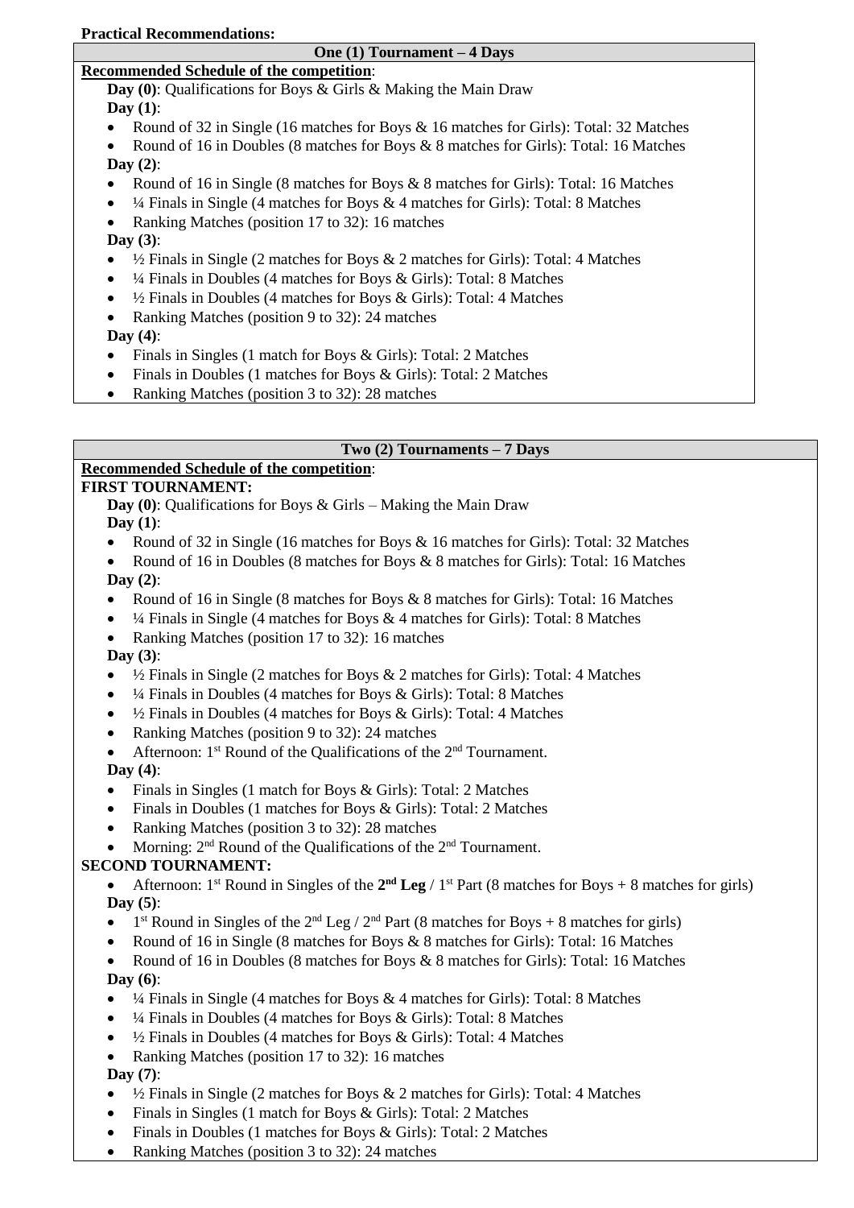**Practical Recommendations:**

| One (1) Tournament – 4 Days |
| --- |

**Recommended Schedule of the competition**:

**Day (0)**: Qualifications for Boys & Girls & Making the Main Draw

**Day (1)**:

- Round of 32 in Single (16 matches for Boys & 16 matches for Girls): Total: 32 Matches
- Round of 16 in Doubles (8 matches for Boys & 8 matches for Girls): Total: 16 Matches

**Day (2)**:

- Round of 16 in Single (8 matches for Boys & 8 matches for Girls): Total: 16 Matches
- ¼ Finals in Single (4 matches for Boys & 4 matches for Girls): Total: 8 Matches
- Ranking Matches (position 17 to 32): 16 matches

**Day (3)**:

- ½ Finals in Single (2 matches for Boys & 2 matches for Girls): Total: 4 Matches
- ¼ Finals in Doubles (4 matches for Boys & Girls): Total: 8 Matches
- ½ Finals in Doubles (4 matches for Boys & Girls): Total: 4 Matches
- Ranking Matches (position 9 to 32): 24 matches

**Day (4)**:

- Finals in Singles (1 match for Boys & Girls): Total: 2 Matches
- Finals in Doubles (1 matches for Boys & Girls): Total: 2 Matches
- Ranking Matches (position 3 to 32): 28 matches

| Two (2) Tournaments – 7 Days |
| --- |

**Recommended Schedule of the competition**:

**FIRST TOURNAMENT:**

**Day (0)**: Qualifications for Boys & Girls – Making the Main Draw

**Day (1)**:

- Round of 32 in Single (16 matches for Boys & 16 matches for Girls): Total: 32 Matches
- Round of 16 in Doubles (8 matches for Boys & 8 matches for Girls): Total: 16 Matches

**Day (2)**:

- Round of 16 in Single (8 matches for Boys & 8 matches for Girls): Total: 16 Matches
- ¼ Finals in Single (4 matches for Boys & 4 matches for Girls): Total: 8 Matches
- Ranking Matches (position 17 to 32): 16 matches

**Day (3)**:

- ½ Finals in Single (2 matches for Boys & 2 matches for Girls): Total: 4 Matches
- ¼ Finals in Doubles (4 matches for Boys & Girls): Total: 8 Matches
- ½ Finals in Doubles (4 matches for Boys & Girls): Total: 4 Matches
- Ranking Matches (position 9 to 32): 24 matches
- Afternoon: 1st Round of the Qualifications of the 2nd Tournament.

**Day (4)**:

- Finals in Singles (1 match for Boys & Girls): Total: 2 Matches
- Finals in Doubles (1 matches for Boys & Girls): Total: 2 Matches
- Ranking Matches (position 3 to 32): 28 matches
- Morning: 2nd Round of the Qualifications of the 2nd Tournament.

**SECOND TOURNAMENT:**

- Afternoon: 1st Round in Singles of the **2nd Leg** / 1st Part (8 matches for Boys + 8 matches for girls)

**Day (5)**:

- 1st Round in Singles of the 2nd Leg / 2nd Part (8 matches for Boys + 8 matches for girls)
- Round of 16 in Single (8 matches for Boys & 8 matches for Girls): Total: 16 Matches
- Round of 16 in Doubles (8 matches for Boys & 8 matches for Girls): Total: 16 Matches

**Day (6)**:

- ¼ Finals in Single (4 matches for Boys & 4 matches for Girls): Total: 8 Matches
- ¼ Finals in Doubles (4 matches for Boys & Girls): Total: 8 Matches
- ½ Finals in Doubles (4 matches for Boys & Girls): Total: 4 Matches
- Ranking Matches (position 17 to 32): 16 matches

**Day (7)**:

- ½ Finals in Single (2 matches for Boys & 2 matches for Girls): Total: 4 Matches
- Finals in Singles (1 match for Boys & Girls): Total: 2 Matches
- Finals in Doubles (1 matches for Boys & Girls): Total: 2 Matches
- Ranking Matches (position 3 to 32): 24 matches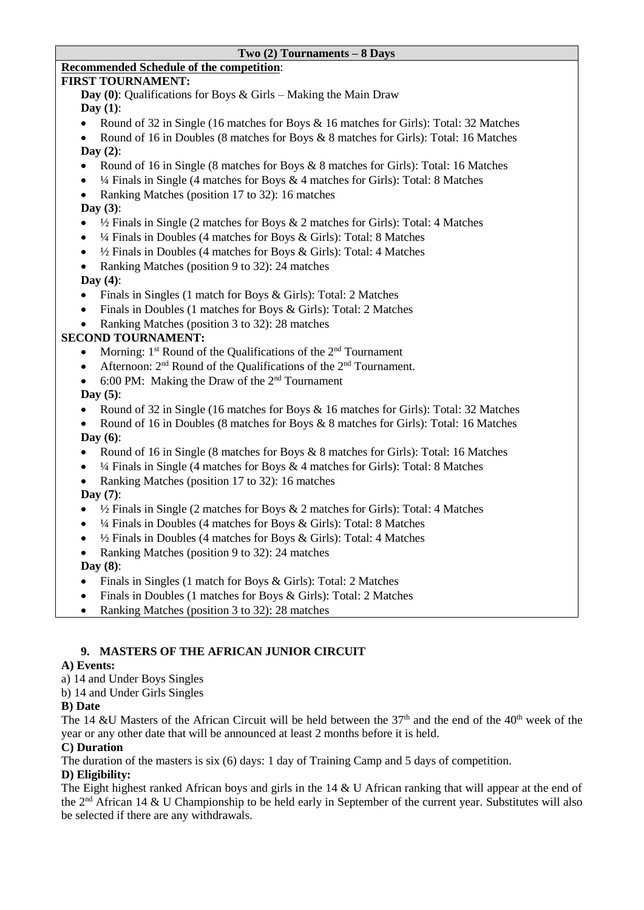**Two (2) Tournaments – 8 Days**

**Recommended Schedule of the competition**:

**FIRST TOURNAMENT:**

**Day (0)**: Qualifications for Boys & Girls – Making the Main Draw

**Day (1)**:

- Round of 32 in Single (16 matches for Boys & 16 matches for Girls): Total: 32 Matches
- Round of 16 in Doubles (8 matches for Boys & 8 matches for Girls): Total: 16 Matches

**Day (2)**:

- Round of 16 in Single (8 matches for Boys & 8 matches for Girls): Total: 16 Matches
- ¼ Finals in Single (4 matches for Boys & 4 matches for Girls): Total: 8 Matches
- Ranking Matches (position 17 to 32): 16 matches

**Day (3)**:

- ½ Finals in Single (2 matches for Boys & 2 matches for Girls): Total: 4 Matches
- ¼ Finals in Doubles (4 matches for Boys & Girls): Total: 8 Matches
- ½ Finals in Doubles (4 matches for Boys & Girls): Total: 4 Matches
- Ranking Matches (position 9 to 32): 24 matches

**Day (4)**:

- Finals in Singles (1 match for Boys & Girls): Total: 2 Matches
- Finals in Doubles (1 matches for Boys & Girls): Total: 2 Matches
- Ranking Matches (position 3 to 32): 28 matches

**SECOND TOURNAMENT:**

- Morning: 1st Round of the Qualifications of the 2nd Tournament
- Afternoon: 2nd Round of the Qualifications of the 2nd Tournament.
- 6:00 PM: Making the Draw of the 2nd Tournament

**Day (5)**:

- Round of 32 in Single (16 matches for Boys & 16 matches for Girls): Total: 32 Matches
- Round of 16 in Doubles (8 matches for Boys & 8 matches for Girls): Total: 16 Matches

**Day (6)**:

- Round of 16 in Single (8 matches for Boys & 8 matches for Girls): Total: 16 Matches
- ¼ Finals in Single (4 matches for Boys & 4 matches for Girls): Total: 8 Matches
- Ranking Matches (position 17 to 32): 16 matches

**Day (7)**:

- ½ Finals in Single (2 matches for Boys & 2 matches for Girls): Total: 4 Matches
- ¼ Finals in Doubles (4 matches for Boys & Girls): Total: 8 Matches
- ½ Finals in Doubles (4 matches for Boys & Girls): Total: 4 Matches
- Ranking Matches (position 9 to 32): 24 matches

**Day (8)**:

- Finals in Singles (1 match for Boys & Girls): Total: 2 Matches
- Finals in Doubles (1 matches for Boys & Girls): Total: 2 Matches
- Ranking Matches (position 3 to 32): 28 matches

## 9. MASTERS OF THE AFRICAN JUNIOR CIRCUIT

**A) Events:**

a) 14 and Under Boys Singles

b) 14 and Under Girls Singles

**B) Date**

The 14 &U Masters of the African Circuit will be held between the 37th and the end of the 40th week of the year or any other date that will be announced at least 2 months before it is held.

**C) Duration**

The duration of the masters is six (6) days: 1 day of Training Camp and 5 days of competition.

**D) Eligibility:**

The Eight highest ranked African boys and girls in the 14 & U African ranking that will appear at the end of the 2nd African 14 & U Championship to be held early in September of the current year. Substitutes will also be selected if there are any withdrawals.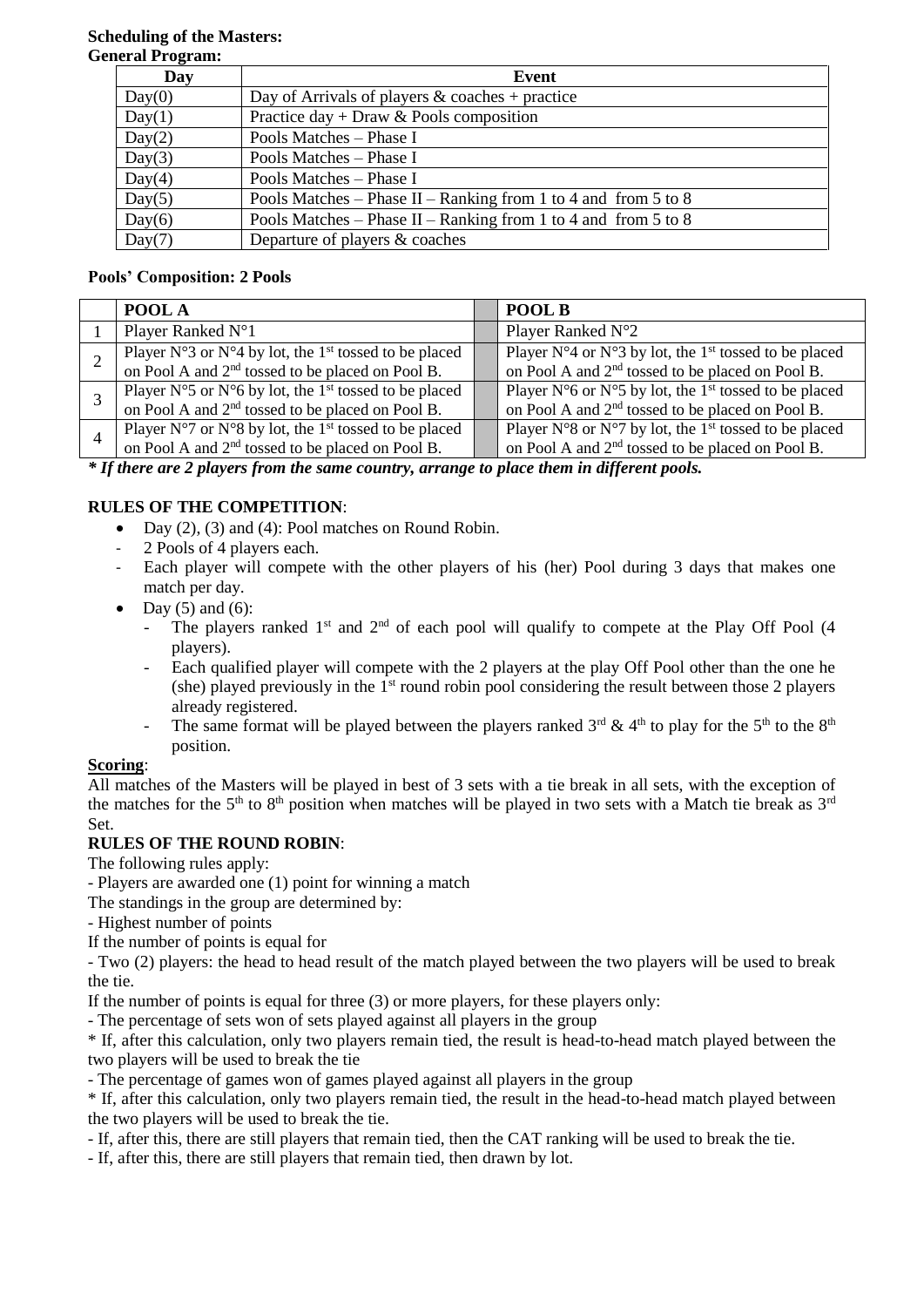**Scheduling of the Masters:**
**General Program:**

| Day | Event |
|---|---|
| Day(0) | Day of Arrivals of players & coaches + practice |
| Day(1) | Practice day + Draw & Pools composition |
| Day(2) | Pools Matches – Phase I |
| Day(3) | Pools Matches – Phase I |
| Day(4) | Pools Matches – Phase I |
| Day(5) | Pools Matches – Phase II – Ranking from 1 to 4 and from 5 to 8 |
| Day(6) | Pools Matches – Phase II – Ranking from 1 to 4 and from 5 to 8 |
| Day(7) | Departure of players & coaches |

**Pools' Composition: 2 Pools**

| | POOL A | | POOL B |
|---|---|---|---|
| 1 | Player Ranked N°1 | | Player Ranked N°2 |
| 2 | Player N°3 or N°4 by lot, the 1st tossed to be placed on Pool A and 2nd tossed to be placed on Pool B. | | Player N°4 or N°3 by lot, the 1st tossed to be placed on Pool A and 2nd tossed to be placed on Pool B. |
| 3 | Player N°5 or N°6 by lot, the 1st tossed to be placed on Pool A and 2nd tossed to be placed on Pool B. | | Player N°6 or N°5 by lot, the 1st tossed to be placed on Pool A and 2nd tossed to be placed on Pool B. |
| 4 | Player N°7 or N°8 by lot, the 1st tossed to be placed on Pool A and 2nd tossed to be placed on Pool B. | | Player N°8 or N°7 by lot, the 1st tossed to be placed on Pool A and 2nd tossed to be placed on Pool B. |

***\* If there are 2 players from the same country, arrange to place them in different pools.***

**RULES OF THE COMPETITION**:

- Day (2), (3) and (4): Pool matches on Round Robin.
  - 2 Pools of 4 players each.
  - Each player will compete with the other players of his (her) Pool during 3 days that makes one match per day.
- Day (5) and (6):
  - The players ranked 1st and 2nd of each pool will qualify to compete at the Play Off Pool (4 players).
  - Each qualified player will compete with the 2 players at the play Off Pool other than the one he (she) played previously in the 1st round robin pool considering the result between those 2 players already registered.
  - The same format will be played between the players ranked 3rd & 4th to play for the 5th to the 8th position.

**Scoring**:

All matches of the Masters will be played in best of 3 sets with a tie break in all sets, with the exception of the matches for the 5th to 8th position when matches will be played in two sets with a Match tie break as 3rd Set.

**RULES OF THE ROUND ROBIN**:

The following rules apply:

- Players are awarded one (1) point for winning a match

The standings in the group are determined by:

- Highest number of points

If the number of points is equal for

- Two (2) players: the head to head result of the match played between the two players will be used to break the tie.

If the number of points is equal for three (3) or more players, for these players only:

- The percentage of sets won of sets played against all players in the group

\* If, after this calculation, only two players remain tied, the result is head-to-head match played between the two players will be used to break the tie

- The percentage of games won of games played against all players in the group

\* If, after this calculation, only two players remain tied, the result in the head-to-head match played between the two players will be used to break the tie.

- If, after this, there are still players that remain tied, then the CAT ranking will be used to break the tie.
- If, after this, there are still players that remain tied, then drawn by lot.